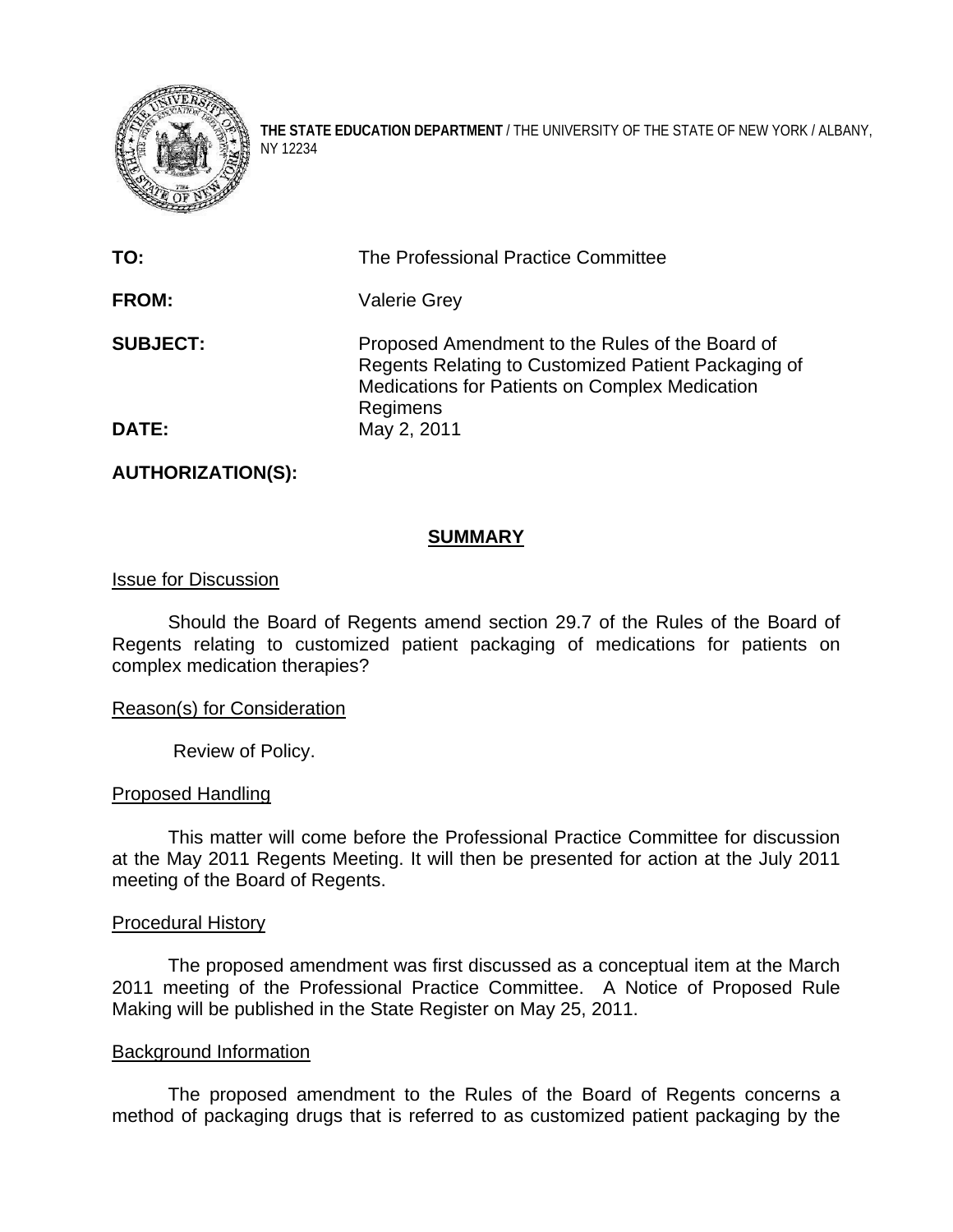**THE STATE EDUCATION DEPARTMENT** / THE UNIVERSITY OF THE STATE OF NEW YORK / ALBANY, NY 12234

**TO:** The Professional Practice Committee

**FROM:** Valerie Grey

**SUBJECT:** Proposed Amendment to the Rules of the Board of Regents Relating to Customized Patient Packaging of Medications for Patients on Complex Medication Regimens

**DATE:** May 2, 2011

**AUTHORIZATION(S):**

## SUMMARY

Issue for Discussion

Should the Board of Regents amend section 29.7 of the Rules of the Board of Regents relating to customized patient packaging of medications for patients on complex medication therapies?

Reason(s) for Consideration

Review of Policy.

Proposed Handling

This matter will come before the Professional Practice Committee for discussion at the May 2011 Regents Meeting. It will then be presented for action at the July 2011 meeting of the Board of Regents.

Procedural History

The proposed amendment was first discussed as a conceptual item at the March 2011 meeting of the Professional Practice Committee. A Notice of Proposed Rule Making will be published in the State Register on May 25, 2011.

Background Information

The proposed amendment to the Rules of the Board of Regents concerns a method of packaging drugs that is referred to as customized patient packaging by the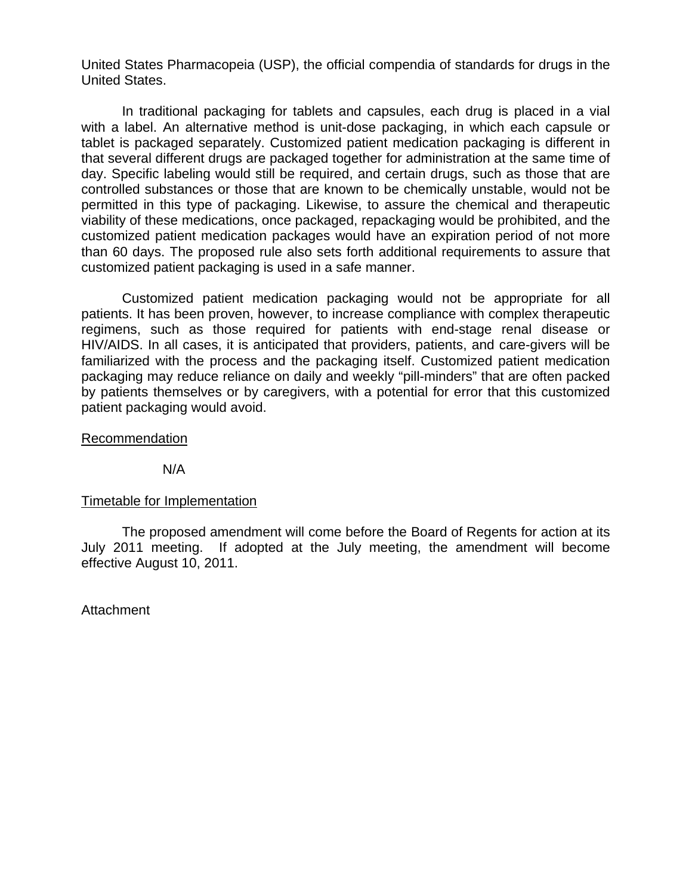United States Pharmacopeia (USP), the official compendia of standards for drugs in the United States.

In traditional packaging for tablets and capsules, each drug is placed in a vial with a label. An alternative method is unit-dose packaging, in which each capsule or tablet is packaged separately. Customized patient medication packaging is different in that several different drugs are packaged together for administration at the same time of day. Specific labeling would still be required, and certain drugs, such as those that are controlled substances or those that are known to be chemically unstable, would not be permitted in this type of packaging. Likewise, to assure the chemical and therapeutic viability of these medications, once packaged, repackaging would be prohibited, and the customized patient medication packages would have an expiration period of not more than 60 days. The proposed rule also sets forth additional requirements to assure that customized patient packaging is used in a safe manner.

Customized patient medication packaging would not be appropriate for all patients. It has been proven, however, to increase compliance with complex therapeutic regimens, such as those required for patients with end-stage renal disease or HIV/AIDS. In all cases, it is anticipated that providers, patients, and care-givers will be familiarized with the process and the packaging itself. Customized patient medication packaging may reduce reliance on daily and weekly "pill-minders" that are often packed by patients themselves or by caregivers, with a potential for error that this customized patient packaging would avoid.

Recommendation

N/A

Timetable for Implementation

The proposed amendment will come before the Board of Regents for action at its July 2011 meeting. If adopted at the July meeting, the amendment will become effective August 10, 2011.

Attachment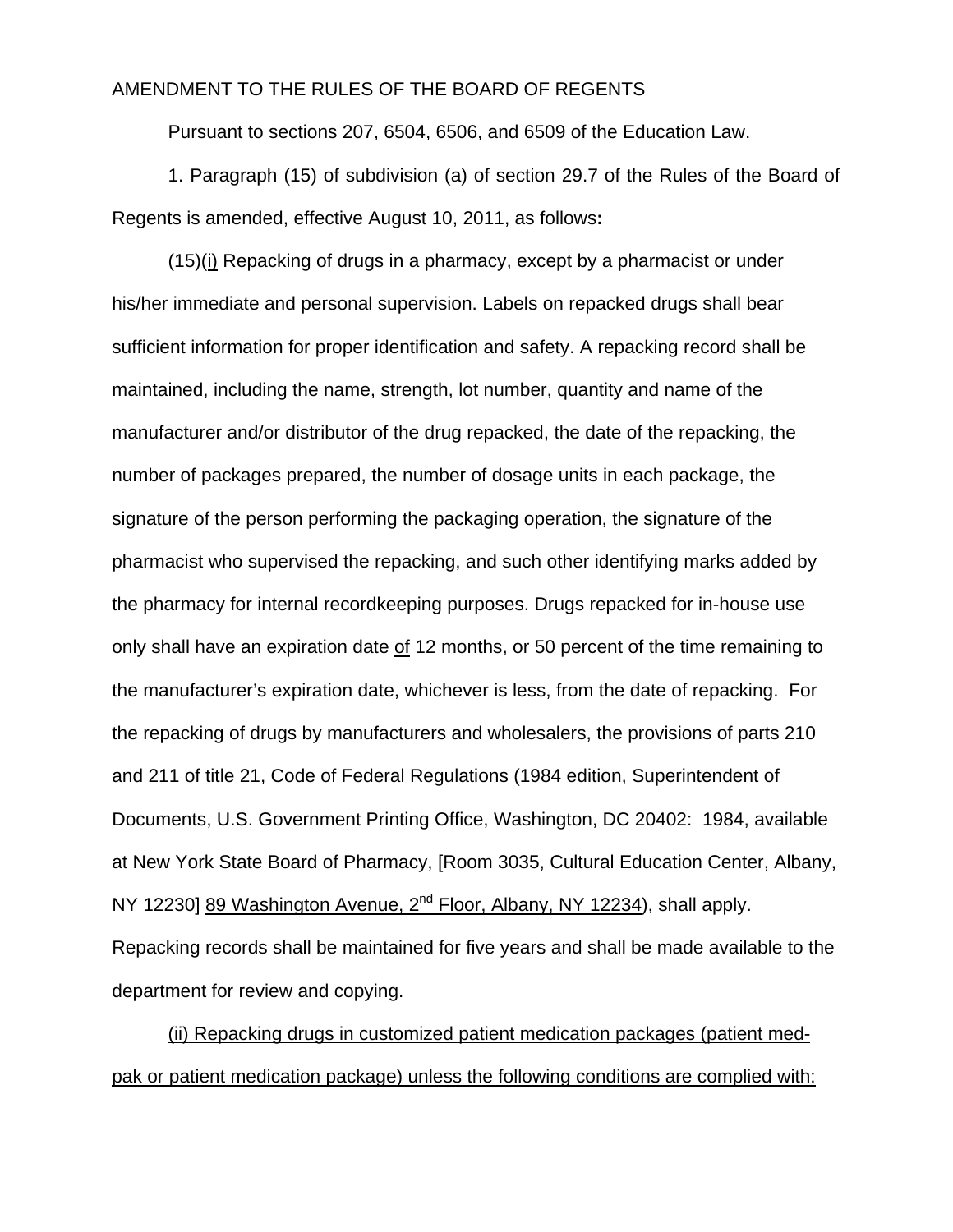AMENDMENT TO THE RULES OF THE BOARD OF REGENTS

Pursuant to sections 207, 6504, 6506, and 6509 of the Education Law.

1. Paragraph (15) of subdivision (a) of section 29.7 of the Rules of the Board of Regents is amended, effective August 10, 2011, as follows**:**

(15)(i) Repacking of drugs in a pharmacy, except by a pharmacist or under his/her immediate and personal supervision. Labels on repacked drugs shall bear sufficient information for proper identification and safety. A repacking record shall be maintained, including the name, strength, lot number, quantity and name of the manufacturer and/or distributor of the drug repacked, the date of the repacking, the number of packages prepared, the number of dosage units in each package, the signature of the person performing the packaging operation, the signature of the pharmacist who supervised the repacking, and such other identifying marks added by the pharmacy for internal recordkeeping purposes. Drugs repacked for in-house use only shall have an expiration date of 12 months, or 50 percent of the time remaining to the manufacturer's expiration date, whichever is less, from the date of repacking. For the repacking of drugs by manufacturers and wholesalers, the provisions of parts 210 and 211 of title 21, Code of Federal Regulations (1984 edition, Superintendent of Documents, U.S. Government Printing Office, Washington, DC 20402: 1984, available at New York State Board of Pharmacy, [Room 3035, Cultural Education Center, Albany, NY 12230] 89 Washington Avenue, 2nd Floor, Albany, NY 12234), shall apply. Repacking records shall be maintained for five years and shall be made available to the department for review and copying.

(ii) Repacking drugs in customized patient medication packages (patient med-pak or patient medication package) unless the following conditions are complied with: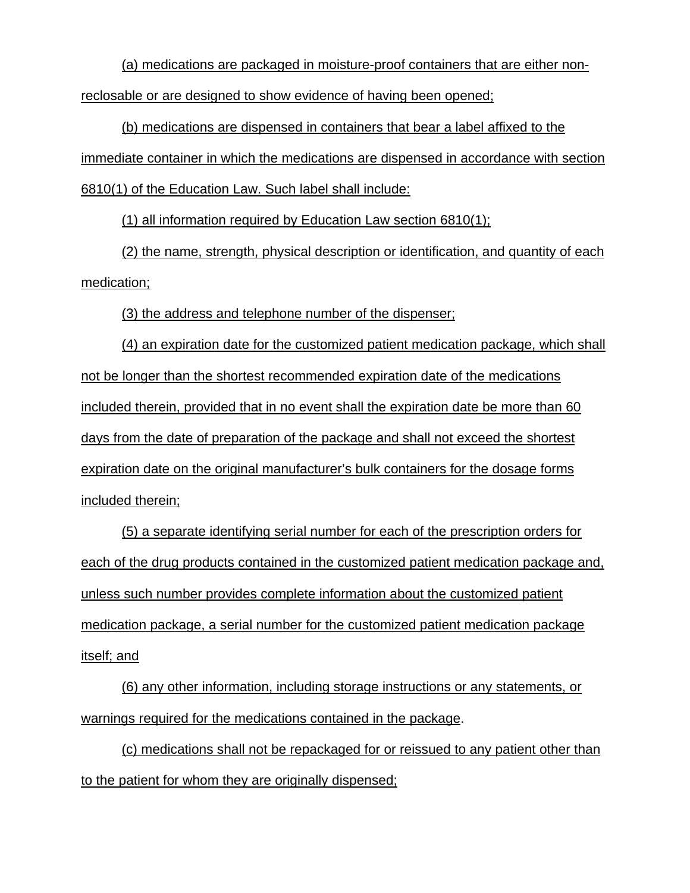(a) medications are packaged in moisture-proof containers that are either non-reclosable or are designed to show evidence of having been opened;

(b) medications are dispensed in containers that bear a label affixed to the immediate container in which the medications are dispensed in accordance with section 6810(1) of the Education Law. Such label shall include:

(1) all information required by Education Law section 6810(1);

(2) the name, strength, physical description or identification, and quantity of each medication;

(3) the address and telephone number of the dispenser;

(4) an expiration date for the customized patient medication package, which shall not be longer than the shortest recommended expiration date of the medications included therein, provided that in no event shall the expiration date be more than 60 days from the date of preparation of the package and shall not exceed the shortest expiration date on the original manufacturer's bulk containers for the dosage forms included therein;

(5) a separate identifying serial number for each of the prescription orders for each of the drug products contained in the customized patient medication package and, unless such number provides complete information about the customized patient medication package, a serial number for the customized patient medication package itself; and

(6) any other information, including storage instructions or any statements, or warnings required for the medications contained in the package.

(c) medications shall not be repackaged for or reissued to any patient other than to the patient for whom they are originally dispensed;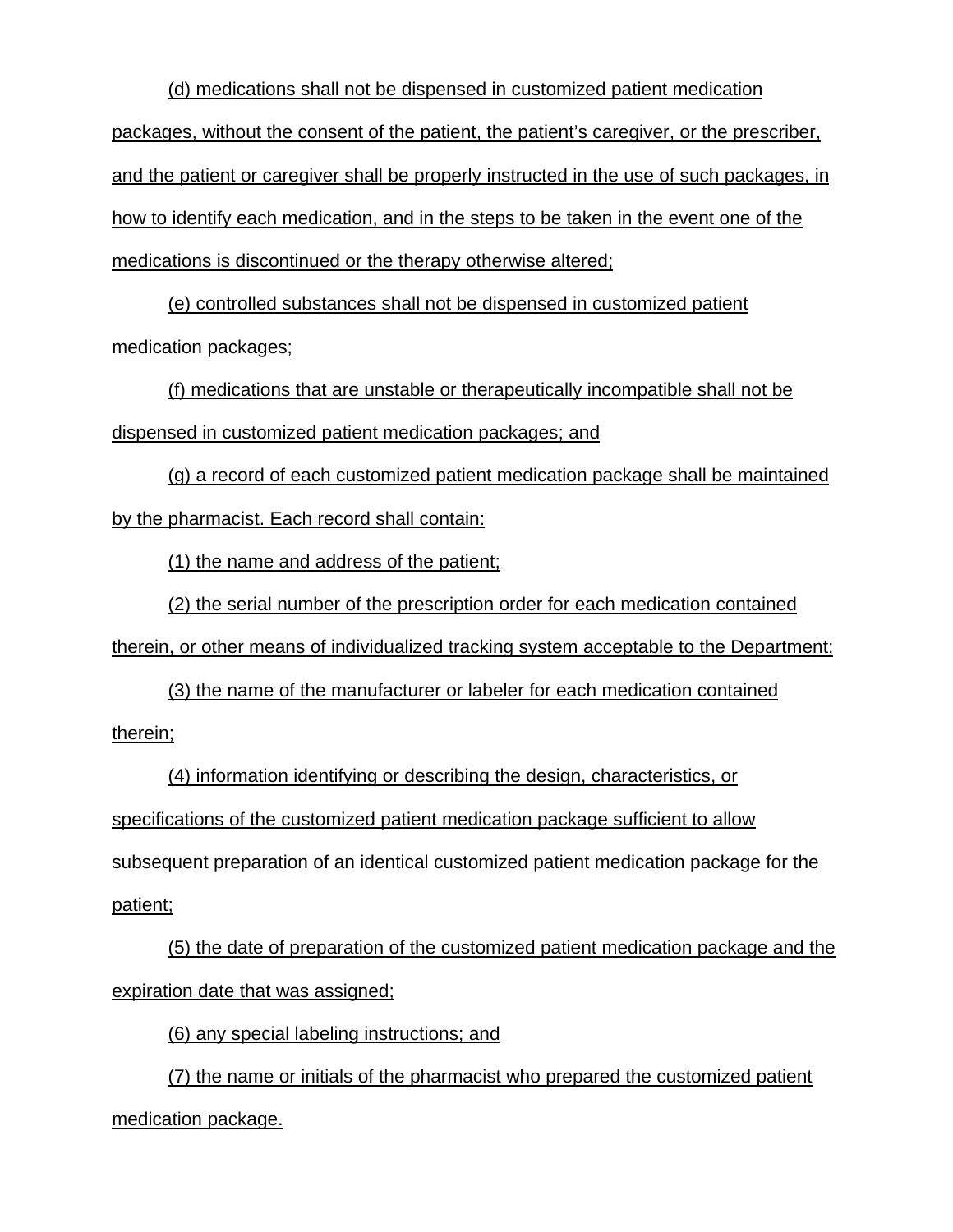(d) medications shall not be dispensed in customized patient medication packages, without the consent of the patient, the patient's caregiver, or the prescriber, and the patient or caregiver shall be properly instructed in the use of such packages, in how to identify each medication, and in the steps to be taken in the event one of the medications is discontinued or the therapy otherwise altered;

(e) controlled substances shall not be dispensed in customized patient medication packages;

(f) medications that are unstable or therapeutically incompatible shall not be dispensed in customized patient medication packages; and

(g) a record of each customized patient medication package shall be maintained by the pharmacist. Each record shall contain:

(1) the name and address of the patient;

(2) the serial number of the prescription order for each medication contained therein, or other means of individualized tracking system acceptable to the Department;

(3) the name of the manufacturer or labeler for each medication contained therein;

(4) information identifying or describing the design, characteristics, or specifications of the customized patient medication package sufficient to allow subsequent preparation of an identical customized patient medication package for the patient;

(5) the date of preparation of the customized patient medication package and the expiration date that was assigned;

(6) any special labeling instructions; and

(7) the name or initials of the pharmacist who prepared the customized patient medication package.